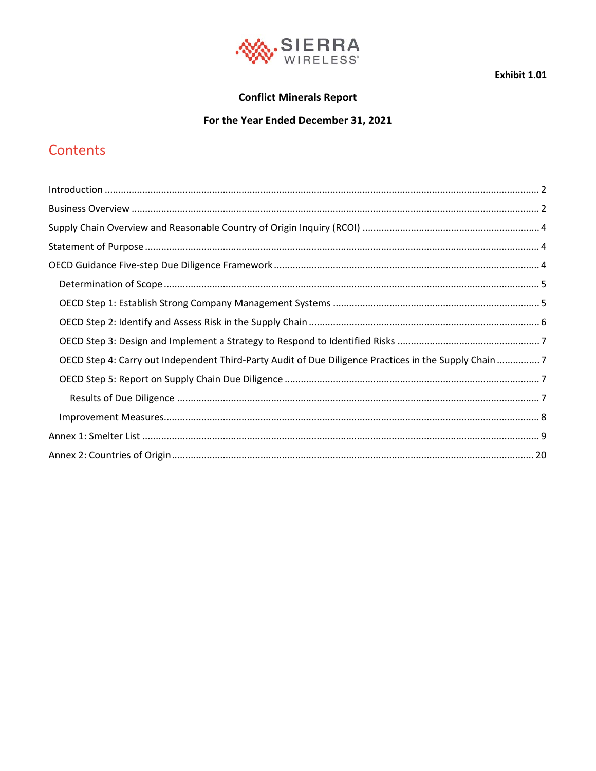SIERRA WIRELESS

**Exhibit 1.01**

**Conflict Minerals Report**

**For the Year Ended December 31, 2021**

# Contents

Introduction ..... 2
Business Overview ..... 2
Supply Chain Overview and Reasonable Country of Origin Inquiry (RCOI) ..... 4
Statement of Purpose ..... 4
OECD Guidance Five-step Due Diligence Framework ..... 4
- Determination of Scope ..... 5
- OECD Step 1: Establish Strong Company Management Systems ..... 5
- OECD Step 2: Identify and Assess Risk in the Supply Chain ..... 6
- OECD Step 3: Design and Implement a Strategy to Respond to Identified Risks ..... 7
- OECD Step 4: Carry out Independent Third-Party Audit of Due Diligence Practices in the Supply Chain ..... 7
- OECD Step 5: Report on Supply Chain Due Diligence ..... 7
  - Results of Due Diligence ..... 7
- Improvement Measures ..... 8

Annex 1: Smelter List ..... 9
Annex 2: Countries of Origin ..... 20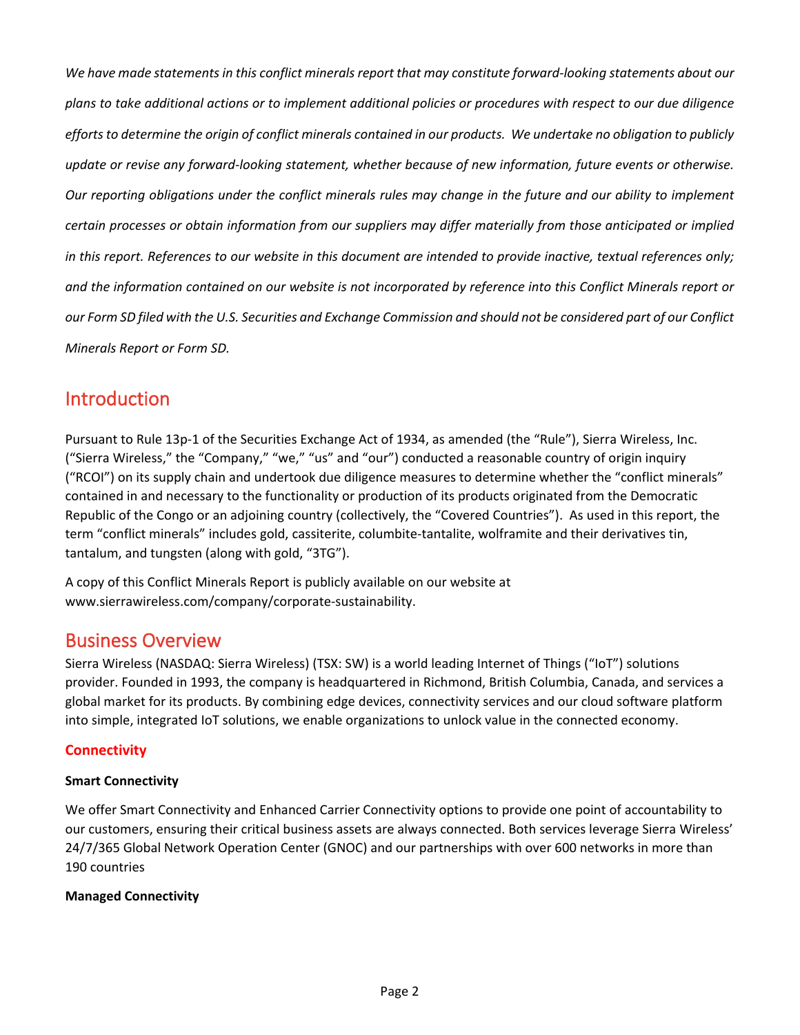*We have made statements in this conflict minerals report that may constitute forward-looking statements about our plans to take additional actions or to implement additional policies or procedures with respect to our due diligence efforts to determine the origin of conflict minerals contained in our products. We undertake no obligation to publicly update or revise any forward-looking statement, whether because of new information, future events or otherwise. Our reporting obligations under the conflict minerals rules may change in the future and our ability to implement certain processes or obtain information from our suppliers may differ materially from those anticipated or implied in this report. References to our website in this document are intended to provide inactive, textual references only; and the information contained on our website is not incorporated by reference into this Conflict Minerals report or our Form SD filed with the U.S. Securities and Exchange Commission and should not be considered part of our Conflict Minerals Report or Form SD.*

# Introduction

Pursuant to Rule 13p-1 of the Securities Exchange Act of 1934, as amended (the "Rule"), Sierra Wireless, Inc. ("Sierra Wireless," the "Company," "we," "us" and "our") conducted a reasonable country of origin inquiry ("RCOI") on its supply chain and undertook due diligence measures to determine whether the "conflict minerals" contained in and necessary to the functionality or production of its products originated from the Democratic Republic of the Congo or an adjoining country (collectively, the "Covered Countries"). As used in this report, the term "conflict minerals" includes gold, cassiterite, columbite-tantalite, wolframite and their derivatives tin, tantalum, and tungsten (along with gold, "3TG").

A copy of this Conflict Minerals Report is publicly available on our website at www.sierrawireless.com/company/corporate-sustainability.

# Business Overview

Sierra Wireless (NASDAQ: Sierra Wireless) (TSX: SW) is a world leading Internet of Things ("IoT") solutions provider. Founded in 1993, the company is headquartered in Richmond, British Columbia, Canada, and services a global market for its products. By combining edge devices, connectivity services and our cloud software platform into simple, integrated IoT solutions, we enable organizations to unlock value in the connected economy.

## Connectivity

### Smart Connectivity

We offer Smart Connectivity and Enhanced Carrier Connectivity options to provide one point of accountability to our customers, ensuring their critical business assets are always connected. Both services leverage Sierra Wireless' 24/7/365 Global Network Operation Center (GNOC) and our partnerships with over 600 networks in more than 190 countries

### Managed Connectivity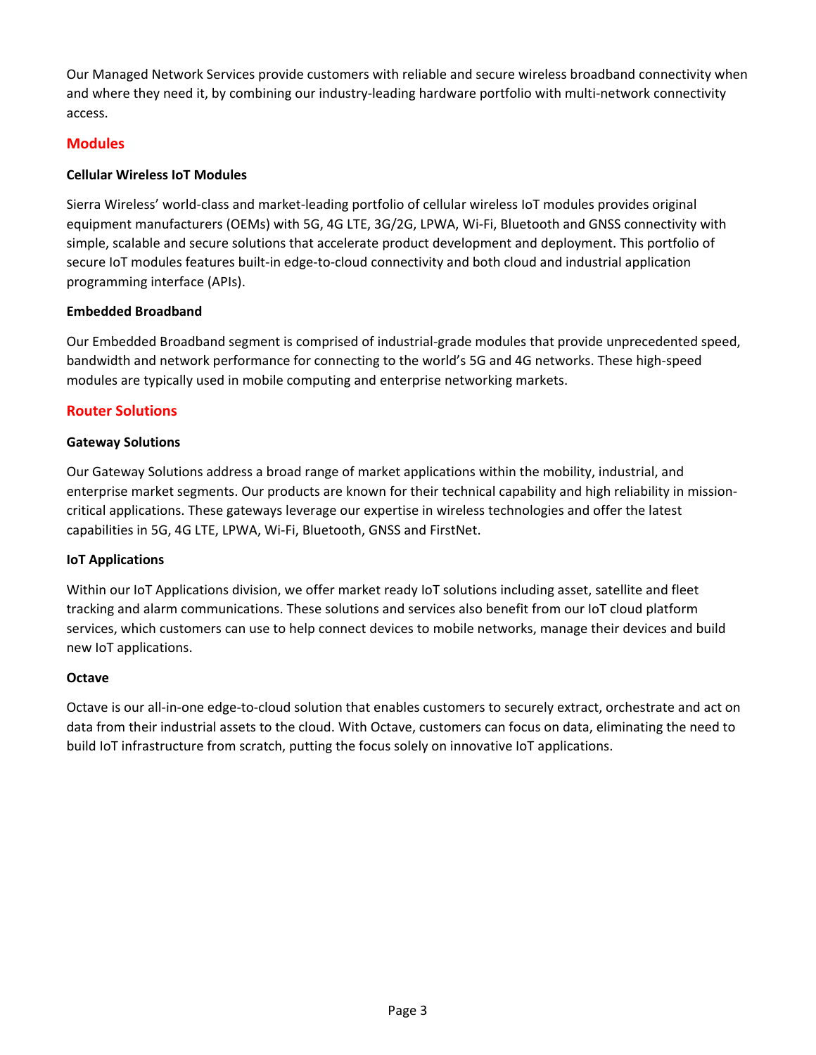Our Managed Network Services provide customers with reliable and secure wireless broadband connectivity when and where they need it, by combining our industry-leading hardware portfolio with multi-network connectivity access.

## Modules

**Cellular Wireless IoT Modules**

Sierra Wireless' world-class and market-leading portfolio of cellular wireless IoT modules provides original equipment manufacturers (OEMs) with 5G, 4G LTE, 3G/2G, LPWA, Wi-Fi, Bluetooth and GNSS connectivity with simple, scalable and secure solutions that accelerate product development and deployment. This portfolio of secure IoT modules features built-in edge-to-cloud connectivity and both cloud and industrial application programming interface (APIs).

**Embedded Broadband**

Our Embedded Broadband segment is comprised of industrial-grade modules that provide unprecedented speed, bandwidth and network performance for connecting to the world's 5G and 4G networks. These high-speed modules are typically used in mobile computing and enterprise networking markets.

## Router Solutions

**Gateway Solutions**

Our Gateway Solutions address a broad range of market applications within the mobility, industrial, and enterprise market segments. Our products are known for their technical capability and high reliability in mission-critical applications. These gateways leverage our expertise in wireless technologies and offer the latest capabilities in 5G, 4G LTE, LPWA, Wi-Fi, Bluetooth, GNSS and FirstNet.

**IoT Applications**

Within our IoT Applications division, we offer market ready IoT solutions including asset, satellite and fleet tracking and alarm communications. These solutions and services also benefit from our IoT cloud platform services, which customers can use to help connect devices to mobile networks, manage their devices and build new IoT applications.

**Octave**

Octave is our all-in-one edge-to-cloud solution that enables customers to securely extract, orchestrate and act on data from their industrial assets to the cloud. With Octave, customers can focus on data, eliminating the need to build IoT infrastructure from scratch, putting the focus solely on innovative IoT applications.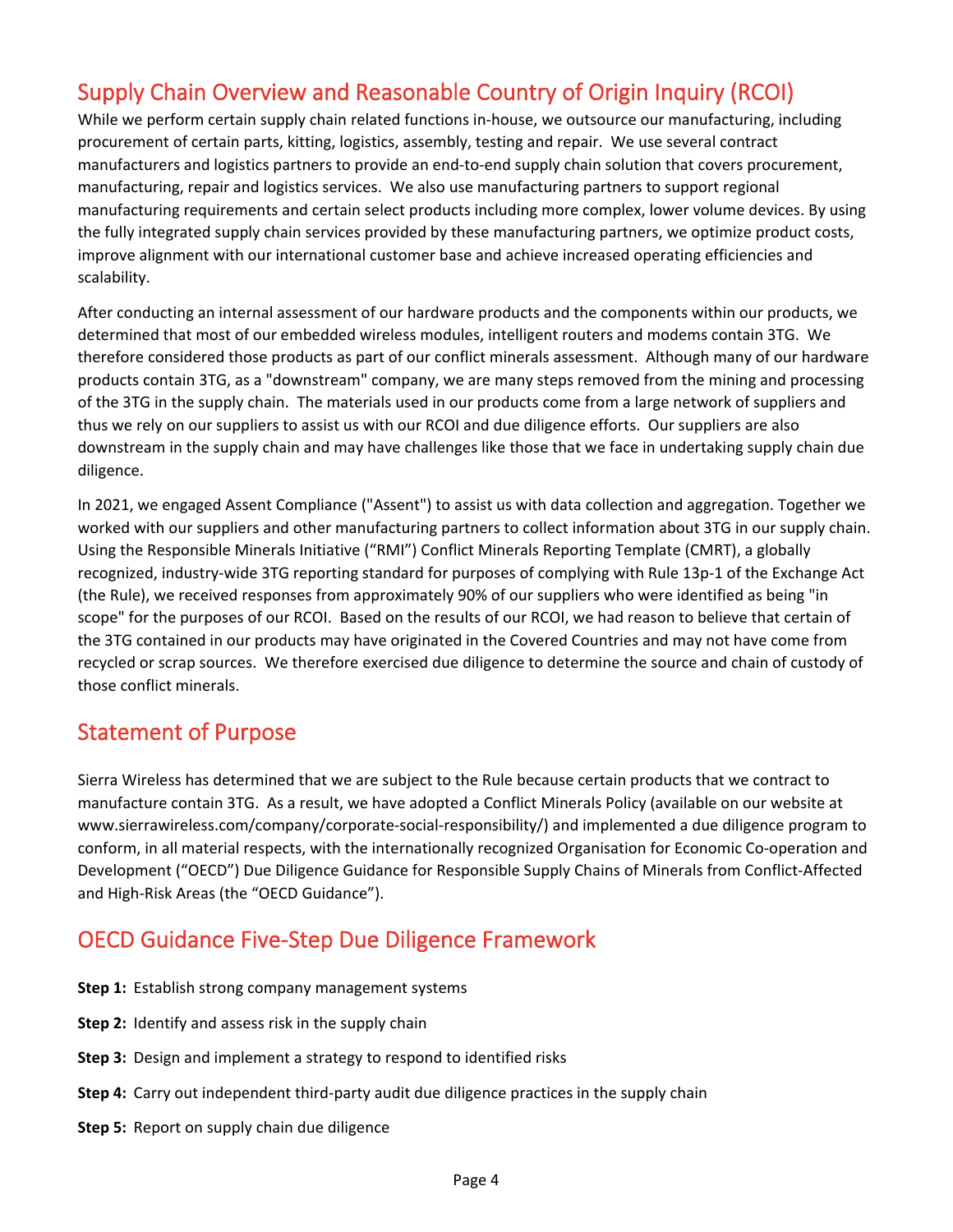## Supply Chain Overview and Reasonable Country of Origin Inquiry (RCOI)

While we perform certain supply chain related functions in-house, we outsource our manufacturing, including procurement of certain parts, kitting, logistics, assembly, testing and repair. We use several contract manufacturers and logistics partners to provide an end-to-end supply chain solution that covers procurement, manufacturing, repair and logistics services. We also use manufacturing partners to support regional manufacturing requirements and certain select products including more complex, lower volume devices. By using the fully integrated supply chain services provided by these manufacturing partners, we optimize product costs, improve alignment with our international customer base and achieve increased operating efficiencies and scalability.

After conducting an internal assessment of our hardware products and the components within our products, we determined that most of our embedded wireless modules, intelligent routers and modems contain 3TG. We therefore considered those products as part of our conflict minerals assessment. Although many of our hardware products contain 3TG, as a "downstream" company, we are many steps removed from the mining and processing of the 3TG in the supply chain. The materials used in our products come from a large network of suppliers and thus we rely on our suppliers to assist us with our RCOI and due diligence efforts. Our suppliers are also downstream in the supply chain and may have challenges like those that we face in undertaking supply chain due diligence.

In 2021, we engaged Assent Compliance ("Assent") to assist us with data collection and aggregation. Together we worked with our suppliers and other manufacturing partners to collect information about 3TG in our supply chain. Using the Responsible Minerals Initiative ("RMI") Conflict Minerals Reporting Template (CMRT), a globally recognized, industry-wide 3TG reporting standard for purposes of complying with Rule 13p-1 of the Exchange Act (the Rule), we received responses from approximately 90% of our suppliers who were identified as being "in scope" for the purposes of our RCOI. Based on the results of our RCOI, we had reason to believe that certain of the 3TG contained in our products may have originated in the Covered Countries and may not have come from recycled or scrap sources. We therefore exercised due diligence to determine the source and chain of custody of those conflict minerals.

## Statement of Purpose

Sierra Wireless has determined that we are subject to the Rule because certain products that we contract to manufacture contain 3TG. As a result, we have adopted a Conflict Minerals Policy (available on our website at www.sierrawireless.com/company/corporate-social-responsibility/) and implemented a due diligence program to conform, in all material respects, with the internationally recognized Organisation for Economic Co-operation and Development ("OECD") Due Diligence Guidance for Responsible Supply Chains of Minerals from Conflict-Affected and High-Risk Areas (the "OECD Guidance").

## OECD Guidance Five-Step Due Diligence Framework

**Step 1:** Establish strong company management systems

**Step 2:** Identify and assess risk in the supply chain

**Step 3:** Design and implement a strategy to respond to identified risks

**Step 4:** Carry out independent third-party audit due diligence practices in the supply chain

**Step 5:** Report on supply chain due diligence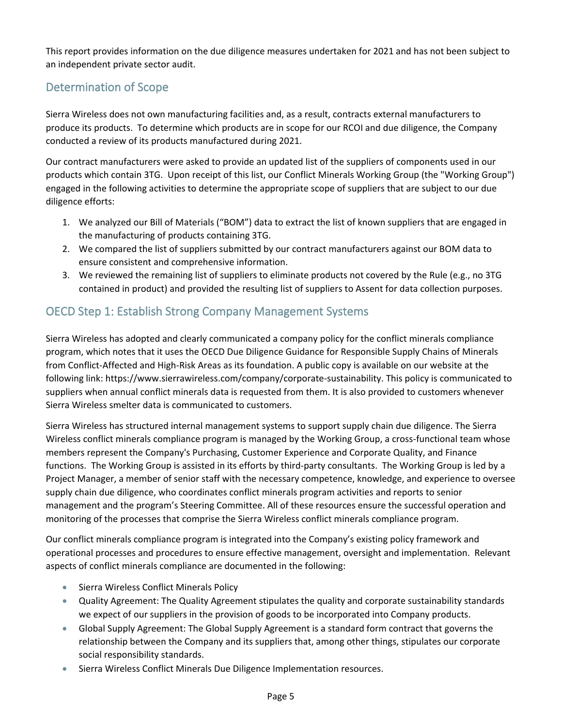This report provides information on the due diligence measures undertaken for 2021 and has not been subject to an independent private sector audit.

## Determination of Scope

Sierra Wireless does not own manufacturing facilities and, as a result, contracts external manufacturers to produce its products. To determine which products are in scope for our RCOI and due diligence, the Company conducted a review of its products manufactured during 2021.

Our contract manufacturers were asked to provide an updated list of the suppliers of components used in our products which contain 3TG. Upon receipt of this list, our Conflict Minerals Working Group (the "Working Group") engaged in the following activities to determine the appropriate scope of suppliers that are subject to our due diligence efforts:

1. We analyzed our Bill of Materials ("BOM") data to extract the list of known suppliers that are engaged in the manufacturing of products containing 3TG.
2. We compared the list of suppliers submitted by our contract manufacturers against our BOM data to ensure consistent and comprehensive information.
3. We reviewed the remaining list of suppliers to eliminate products not covered by the Rule (e.g., no 3TG contained in product) and provided the resulting list of suppliers to Assent for data collection purposes.

## OECD Step 1: Establish Strong Company Management Systems

Sierra Wireless has adopted and clearly communicated a company policy for the conflict minerals compliance program, which notes that it uses the OECD Due Diligence Guidance for Responsible Supply Chains of Minerals from Conflict-Affected and High-Risk Areas as its foundation. A public copy is available on our website at the following link: https://www.sierrawireless.com/company/corporate-sustainability. This policy is communicated to suppliers when annual conflict minerals data is requested from them. It is also provided to customers whenever Sierra Wireless smelter data is communicated to customers.

Sierra Wireless has structured internal management systems to support supply chain due diligence. The Sierra Wireless conflict minerals compliance program is managed by the Working Group, a cross-functional team whose members represent the Company's Purchasing, Customer Experience and Corporate Quality, and Finance functions. The Working Group is assisted in its efforts by third-party consultants. The Working Group is led by a Project Manager, a member of senior staff with the necessary competence, knowledge, and experience to oversee supply chain due diligence, who coordinates conflict minerals program activities and reports to senior management and the program's Steering Committee. All of these resources ensure the successful operation and monitoring of the processes that comprise the Sierra Wireless conflict minerals compliance program.

Our conflict minerals compliance program is integrated into the Company's existing policy framework and operational processes and procedures to ensure effective management, oversight and implementation. Relevant aspects of conflict minerals compliance are documented in the following:

- Sierra Wireless Conflict Minerals Policy
- Quality Agreement: The Quality Agreement stipulates the quality and corporate sustainability standards we expect of our suppliers in the provision of goods to be incorporated into Company products.
- Global Supply Agreement: The Global Supply Agreement is a standard form contract that governs the relationship between the Company and its suppliers that, among other things, stipulates our corporate social responsibility standards.
- Sierra Wireless Conflict Minerals Due Diligence Implementation resources.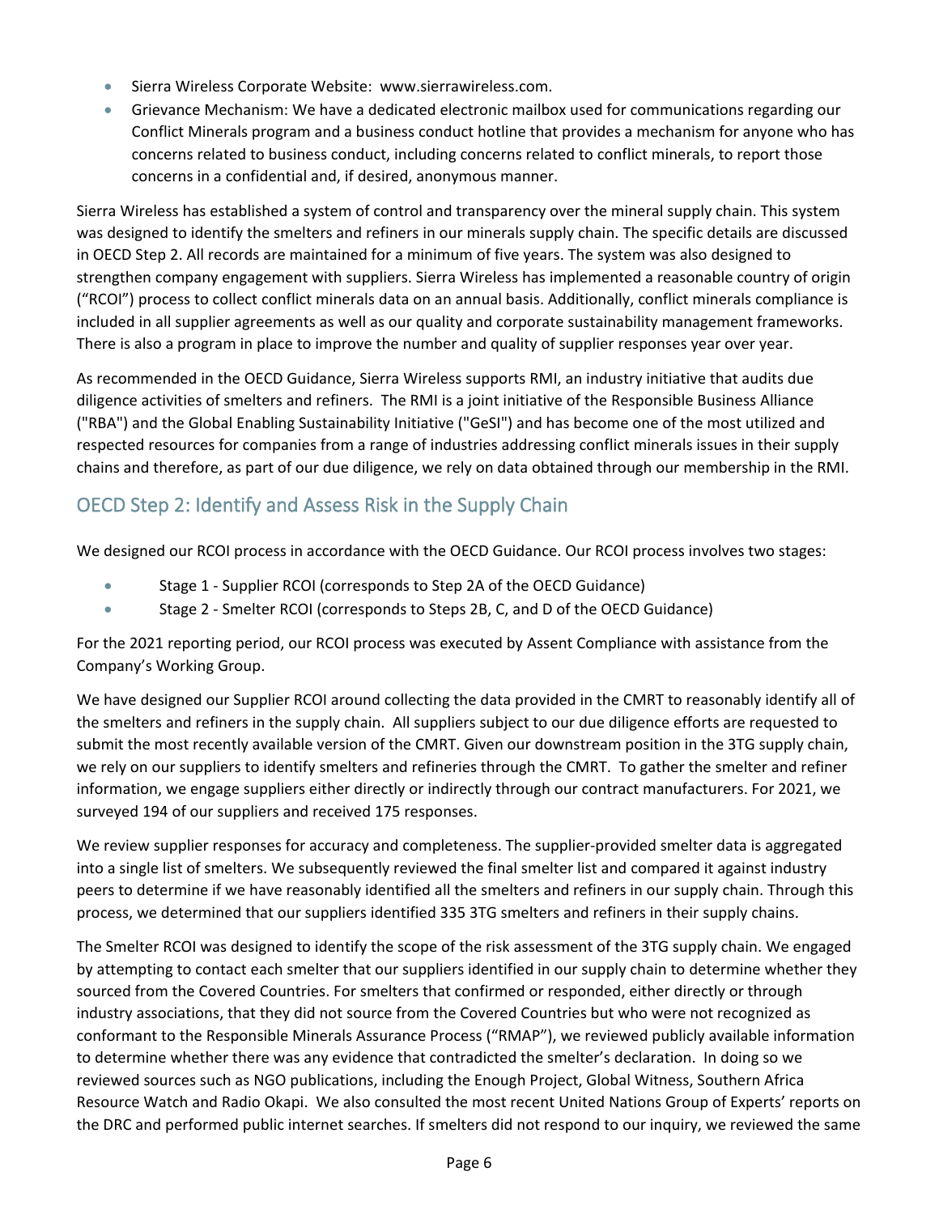- Sierra Wireless Corporate Website: www.sierrawireless.com.
- Grievance Mechanism: We have a dedicated electronic mailbox used for communications regarding our Conflict Minerals program and a business conduct hotline that provides a mechanism for anyone who has concerns related to business conduct, including concerns related to conflict minerals, to report those concerns in a confidential and, if desired, anonymous manner.

Sierra Wireless has established a system of control and transparency over the mineral supply chain. This system was designed to identify the smelters and refiners in our minerals supply chain. The specific details are discussed in OECD Step 2. All records are maintained for a minimum of five years. The system was also designed to strengthen company engagement with suppliers. Sierra Wireless has implemented a reasonable country of origin ("RCOI") process to collect conflict minerals data on an annual basis. Additionally, conflict minerals compliance is included in all supplier agreements as well as our quality and corporate sustainability management frameworks. There is also a program in place to improve the number and quality of supplier responses year over year.

As recommended in the OECD Guidance, Sierra Wireless supports RMI, an industry initiative that audits due diligence activities of smelters and refiners. The RMI is a joint initiative of the Responsible Business Alliance ("RBA") and the Global Enabling Sustainability Initiative ("GeSI") and has become one of the most utilized and respected resources for companies from a range of industries addressing conflict minerals issues in their supply chains and therefore, as part of our due diligence, we rely on data obtained through our membership in the RMI.

## OECD Step 2: Identify and Assess Risk in the Supply Chain

We designed our RCOI process in accordance with the OECD Guidance. Our RCOI process involves two stages:

- Stage 1 - Supplier RCOI (corresponds to Step 2A of the OECD Guidance)
- Stage 2 - Smelter RCOI (corresponds to Steps 2B, C, and D of the OECD Guidance)

For the 2021 reporting period, our RCOI process was executed by Assent Compliance with assistance from the Company's Working Group.

We have designed our Supplier RCOI around collecting the data provided in the CMRT to reasonably identify all of the smelters and refiners in the supply chain. All suppliers subject to our due diligence efforts are requested to submit the most recently available version of the CMRT. Given our downstream position in the 3TG supply chain, we rely on our suppliers to identify smelters and refineries through the CMRT. To gather the smelter and refiner information, we engage suppliers either directly or indirectly through our contract manufacturers. For 2021, we surveyed 194 of our suppliers and received 175 responses.

We review supplier responses for accuracy and completeness. The supplier-provided smelter data is aggregated into a single list of smelters. We subsequently reviewed the final smelter list and compared it against industry peers to determine if we have reasonably identified all the smelters and refiners in our supply chain. Through this process, we determined that our suppliers identified 335 3TG smelters and refiners in their supply chains.

The Smelter RCOI was designed to identify the scope of the risk assessment of the 3TG supply chain. We engaged by attempting to contact each smelter that our suppliers identified in our supply chain to determine whether they sourced from the Covered Countries. For smelters that confirmed or responded, either directly or through industry associations, that they did not source from the Covered Countries but who were not recognized as conformant to the Responsible Minerals Assurance Process ("RMAP"), we reviewed publicly available information to determine whether there was any evidence that contradicted the smelter's declaration. In doing so we reviewed sources such as NGO publications, including the Enough Project, Global Witness, Southern Africa Resource Watch and Radio Okapi. We also consulted the most recent United Nations Group of Experts' reports on the DRC and performed public internet searches. If smelters did not respond to our inquiry, we reviewed the same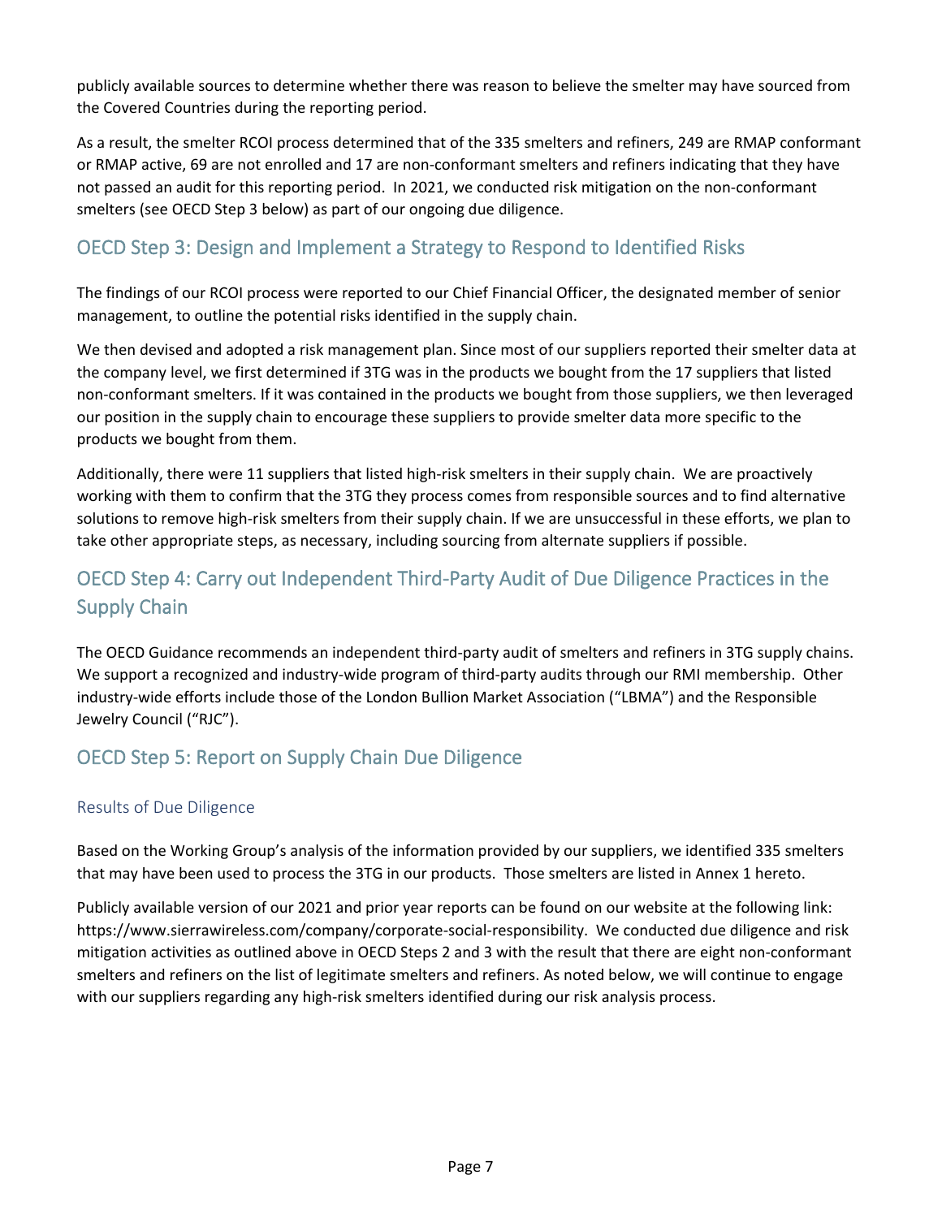publicly available sources to determine whether there was reason to believe the smelter may have sourced from the Covered Countries during the reporting period.

As a result, the smelter RCOI process determined that of the 335 smelters and refiners, 249 are RMAP conformant or RMAP active, 69 are not enrolled and 17 are non-conformant smelters and refiners indicating that they have not passed an audit for this reporting period. In 2021, we conducted risk mitigation on the non-conformant smelters (see OECD Step 3 below) as part of our ongoing due diligence.

## OECD Step 3: Design and Implement a Strategy to Respond to Identified Risks

The findings of our RCOI process were reported to our Chief Financial Officer, the designated member of senior management, to outline the potential risks identified in the supply chain.

We then devised and adopted a risk management plan. Since most of our suppliers reported their smelter data at the company level, we first determined if 3TG was in the products we bought from the 17 suppliers that listed non-conformant smelters. If it was contained in the products we bought from those suppliers, we then leveraged our position in the supply chain to encourage these suppliers to provide smelter data more specific to the products we bought from them.

Additionally, there were 11 suppliers that listed high-risk smelters in their supply chain. We are proactively working with them to confirm that the 3TG they process comes from responsible sources and to find alternative solutions to remove high-risk smelters from their supply chain. If we are unsuccessful in these efforts, we plan to take other appropriate steps, as necessary, including sourcing from alternate suppliers if possible.

## OECD Step 4: Carry out Independent Third-Party Audit of Due Diligence Practices in the Supply Chain

The OECD Guidance recommends an independent third-party audit of smelters and refiners in 3TG supply chains. We support a recognized and industry-wide program of third-party audits through our RMI membership. Other industry-wide efforts include those of the London Bullion Market Association ("LBMA") and the Responsible Jewelry Council ("RJC").

## OECD Step 5: Report on Supply Chain Due Diligence

### Results of Due Diligence

Based on the Working Group's analysis of the information provided by our suppliers, we identified 335 smelters that may have been used to process the 3TG in our products. Those smelters are listed in Annex 1 hereto.

Publicly available version of our 2021 and prior year reports can be found on our website at the following link: https://www.sierrawireless.com/company/corporate-social-responsibility. We conducted due diligence and risk mitigation activities as outlined above in OECD Steps 2 and 3 with the result that there are eight non-conformant smelters and refiners on the list of legitimate smelters and refiners. As noted below, we will continue to engage with our suppliers regarding any high-risk smelters identified during our risk analysis process.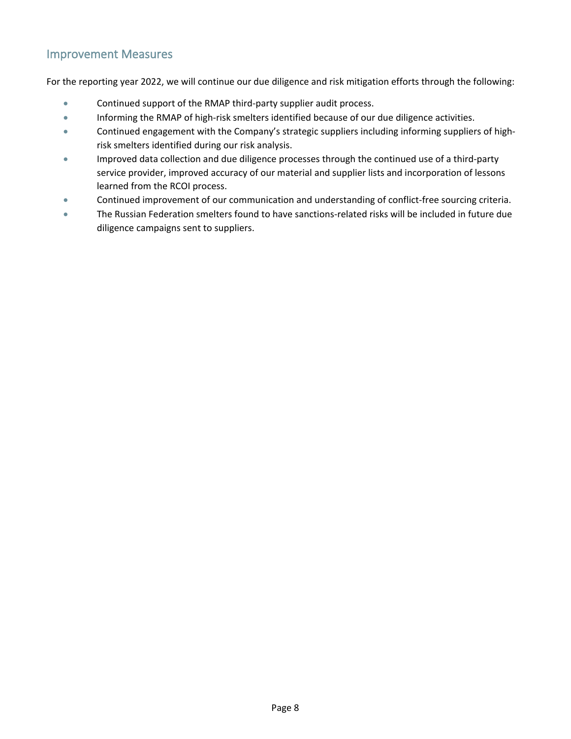## Improvement Measures

For the reporting year 2022, we will continue our due diligence and risk mitigation efforts through the following:

- Continued support of the RMAP third-party supplier audit process.
- Informing the RMAP of high-risk smelters identified because of our due diligence activities.
- Continued engagement with the Company's strategic suppliers including informing suppliers of high-risk smelters identified during our risk analysis.
- Improved data collection and due diligence processes through the continued use of a third-party service provider, improved accuracy of our material and supplier lists and incorporation of lessons learned from the RCOI process.
- Continued improvement of our communication and understanding of conflict-free sourcing criteria.
- The Russian Federation smelters found to have sanctions-related risks will be included in future due diligence campaigns sent to suppliers.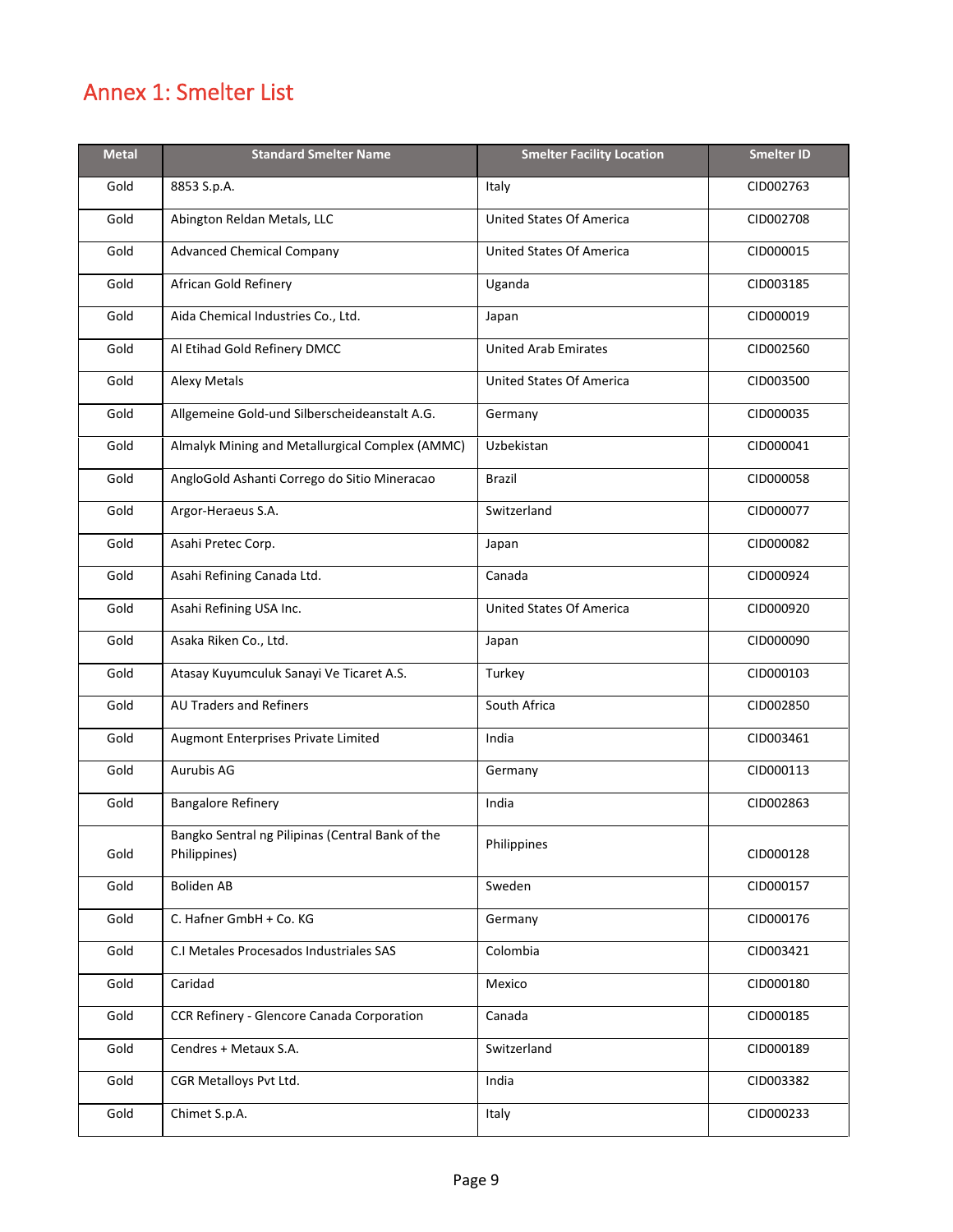# Annex 1: Smelter List

| Metal | Standard Smelter Name | Smelter Facility Location | Smelter ID |
|---|---|---|---|
| Gold | 8853 S.p.A. | Italy | CID002763 |
| Gold | Abington Reldan Metals, LLC | United States Of America | CID002708 |
| Gold | Advanced Chemical Company | United States Of America | CID000015 |
| Gold | African Gold Refinery | Uganda | CID003185 |
| Gold | Aida Chemical Industries Co., Ltd. | Japan | CID000019 |
| Gold | Al Etihad Gold Refinery DMCC | United Arab Emirates | CID002560 |
| Gold | Alexy Metals | United States Of America | CID003500 |
| Gold | Allgemeine Gold-und Silberscheideanstalt A.G. | Germany | CID000035 |
| Gold | Almalyk Mining and Metallurgical Complex (AMMC) | Uzbekistan | CID000041 |
| Gold | AngloGold Ashanti Corrego do Sitio Mineracao | Brazil | CID000058 |
| Gold | Argor-Heraeus S.A. | Switzerland | CID000077 |
| Gold | Asahi Pretec Corp. | Japan | CID000082 |
| Gold | Asahi Refining Canada Ltd. | Canada | CID000924 |
| Gold | Asahi Refining USA Inc. | United States Of America | CID000920 |
| Gold | Asaka Riken Co., Ltd. | Japan | CID000090 |
| Gold | Atasay Kuyumculuk Sanayi Ve Ticaret A.S. | Turkey | CID000103 |
| Gold | AU Traders and Refiners | South Africa | CID002850 |
| Gold | Augmont Enterprises Private Limited | India | CID003461 |
| Gold | Aurubis AG | Germany | CID000113 |
| Gold | Bangalore Refinery | India | CID002863 |
| Gold | Bangko Sentral ng Pilipinas (Central Bank of the Philippines) | Philippines | CID000128 |
| Gold | Boliden AB | Sweden | CID000157 |
| Gold | C. Hafner GmbH + Co. KG | Germany | CID000176 |
| Gold | C.I Metales Procesados Industriales SAS | Colombia | CID003421 |
| Gold | Caridad | Mexico | CID000180 |
| Gold | CCR Refinery - Glencore Canada Corporation | Canada | CID000185 |
| Gold | Cendres + Metaux S.A. | Switzerland | CID000189 |
| Gold | CGR Metalloys Pvt Ltd. | India | CID003382 |
| Gold | Chimet S.p.A. | Italy | CID000233 |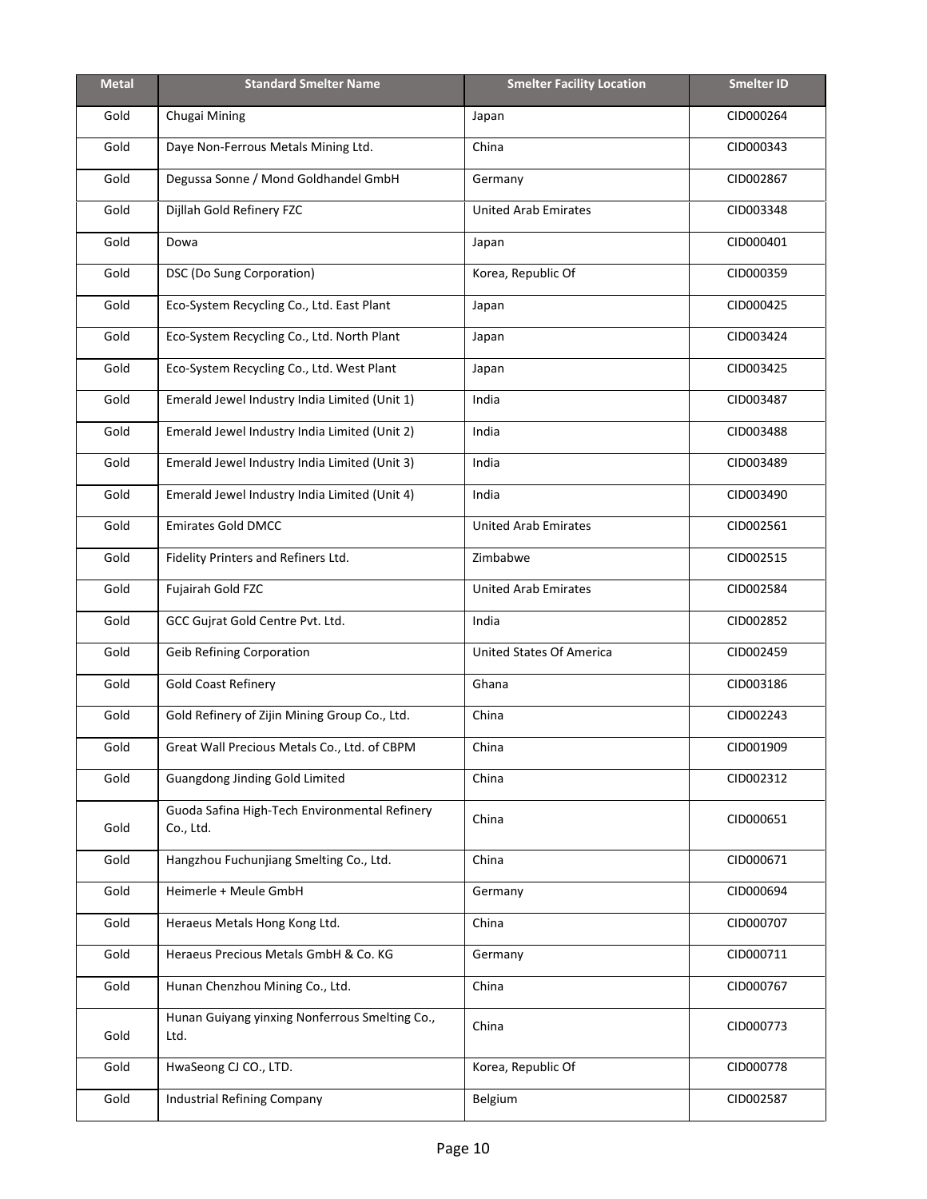| Metal | Standard Smelter Name | Smelter Facility Location | Smelter ID |
|---|---|---|---|
| Gold | Chugai Mining | Japan | CID000264 |
| Gold | Daye Non-Ferrous Metals Mining Ltd. | China | CID000343 |
| Gold | Degussa Sonne / Mond Goldhandel GmbH | Germany | CID002867 |
| Gold | Dijllah Gold Refinery FZC | United Arab Emirates | CID003348 |
| Gold | Dowa | Japan | CID000401 |
| Gold | DSC (Do Sung Corporation) | Korea, Republic Of | CID000359 |
| Gold | Eco-System Recycling Co., Ltd. East Plant | Japan | CID000425 |
| Gold | Eco-System Recycling Co., Ltd. North Plant | Japan | CID003424 |
| Gold | Eco-System Recycling Co., Ltd. West Plant | Japan | CID003425 |
| Gold | Emerald Jewel Industry India Limited (Unit 1) | India | CID003487 |
| Gold | Emerald Jewel Industry India Limited (Unit 2) | India | CID003488 |
| Gold | Emerald Jewel Industry India Limited (Unit 3) | India | CID003489 |
| Gold | Emerald Jewel Industry India Limited (Unit 4) | India | CID003490 |
| Gold | Emirates Gold DMCC | United Arab Emirates | CID002561 |
| Gold | Fidelity Printers and Refiners Ltd. | Zimbabwe | CID002515 |
| Gold | Fujairah Gold FZC | United Arab Emirates | CID002584 |
| Gold | GCC Gujrat Gold Centre Pvt. Ltd. | India | CID002852 |
| Gold | Geib Refining Corporation | United States Of America | CID002459 |
| Gold | Gold Coast Refinery | Ghana | CID003186 |
| Gold | Gold Refinery of Zijin Mining Group Co., Ltd. | China | CID002243 |
| Gold | Great Wall Precious Metals Co., Ltd. of CBPM | China | CID001909 |
| Gold | Guangdong Jinding Gold Limited | China | CID002312 |
| Gold | Guoda Safina High-Tech Environmental Refinery Co., Ltd. | China | CID000651 |
| Gold | Hangzhou Fuchunjiang Smelting Co., Ltd. | China | CID000671 |
| Gold | Heimerle + Meule GmbH | Germany | CID000694 |
| Gold | Heraeus Metals Hong Kong Ltd. | China | CID000707 |
| Gold | Heraeus Precious Metals GmbH & Co. KG | Germany | CID000711 |
| Gold | Hunan Chenzhou Mining Co., Ltd. | China | CID000767 |
| Gold | Hunan Guiyang yinxing Nonferrous Smelting Co., Ltd. | China | CID000773 |
| Gold | HwaSeong CJ CO., LTD. | Korea, Republic Of | CID000778 |
| Gold | Industrial Refining Company | Belgium | CID002587 |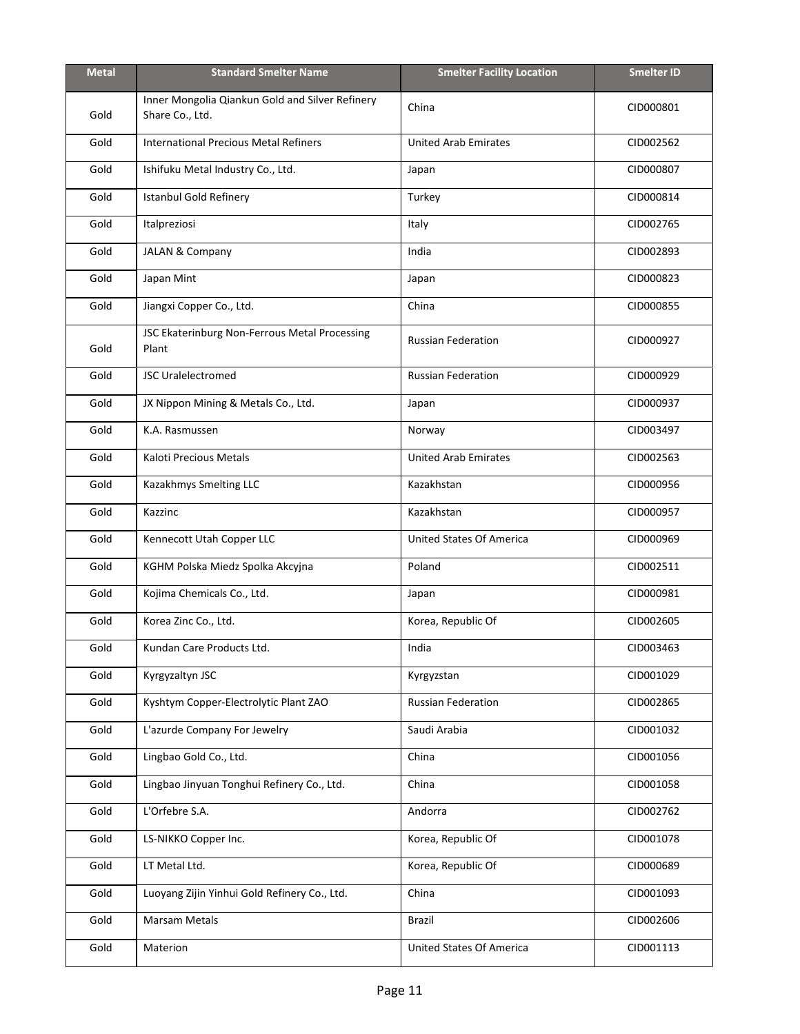| Metal | Standard Smelter Name | Smelter Facility Location | Smelter ID |
|---|---|---|---|
| Gold | Inner Mongolia Qiankun Gold and Silver Refinery Share Co., Ltd. | China | CID000801 |
| Gold | International Precious Metal Refiners | United Arab Emirates | CID002562 |
| Gold | Ishifuku Metal Industry Co., Ltd. | Japan | CID000807 |
| Gold | Istanbul Gold Refinery | Turkey | CID000814 |
| Gold | Italpreziosi | Italy | CID002765 |
| Gold | JALAN & Company | India | CID002893 |
| Gold | Japan Mint | Japan | CID000823 |
| Gold | Jiangxi Copper Co., Ltd. | China | CID000855 |
| Gold | JSC Ekaterinburg Non-Ferrous Metal Processing Plant | Russian Federation | CID000927 |
| Gold | JSC Uralelectromed | Russian Federation | CID000929 |
| Gold | JX Nippon Mining & Metals Co., Ltd. | Japan | CID000937 |
| Gold | K.A. Rasmussen | Norway | CID003497 |
| Gold | Kaloti Precious Metals | United Arab Emirates | CID002563 |
| Gold | Kazakhmys Smelting LLC | Kazakhstan | CID000956 |
| Gold | Kazzinc | Kazakhstan | CID000957 |
| Gold | Kennecott Utah Copper LLC | United States Of America | CID000969 |
| Gold | KGHM Polska Miedz Spolka Akcyjna | Poland | CID002511 |
| Gold | Kojima Chemicals Co., Ltd. | Japan | CID000981 |
| Gold | Korea Zinc Co., Ltd. | Korea, Republic Of | CID002605 |
| Gold | Kundan Care Products Ltd. | India | CID003463 |
| Gold | Kyrgyzaltyn JSC | Kyrgyzstan | CID001029 |
| Gold | Kyshtym Copper-Electrolytic Plant ZAO | Russian Federation | CID002865 |
| Gold | L'azurde Company For Jewelry | Saudi Arabia | CID001032 |
| Gold | Lingbao Gold Co., Ltd. | China | CID001056 |
| Gold | Lingbao Jinyuan Tonghui Refinery Co., Ltd. | China | CID001058 |
| Gold | L'Orfebre S.A. | Andorra | CID002762 |
| Gold | LS-NIKKO Copper Inc. | Korea, Republic Of | CID001078 |
| Gold | LT Metal Ltd. | Korea, Republic Of | CID000689 |
| Gold | Luoyang Zijin Yinhui Gold Refinery Co., Ltd. | China | CID001093 |
| Gold | Marsam Metals | Brazil | CID002606 |
| Gold | Materion | United States Of America | CID001113 |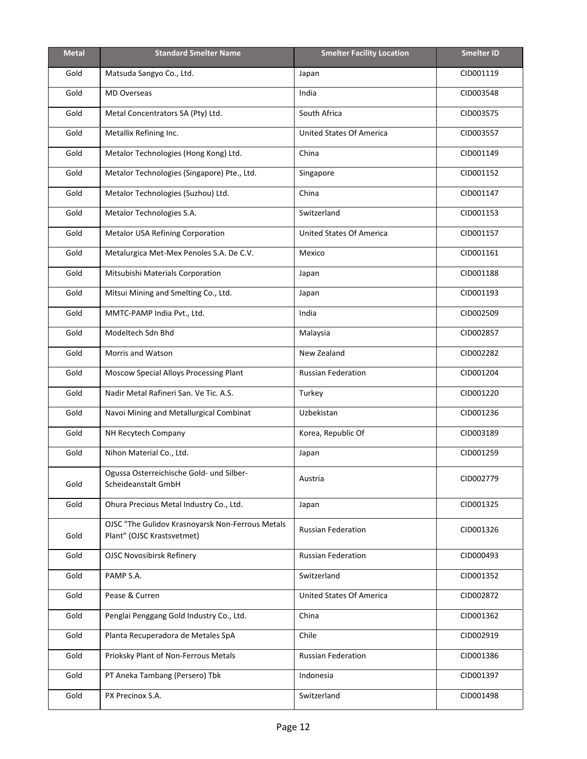| Metal | Standard Smelter Name | Smelter Facility Location | Smelter ID |
|---|---|---|---|
| Gold | Matsuda Sangyo Co., Ltd. | Japan | CID001119 |
| Gold | MD Overseas | India | CID003548 |
| Gold | Metal Concentrators SA (Pty) Ltd. | South Africa | CID003575 |
| Gold | Metallix Refining Inc. | United States Of America | CID003557 |
| Gold | Metalor Technologies (Hong Kong) Ltd. | China | CID001149 |
| Gold | Metalor Technologies (Singapore) Pte., Ltd. | Singapore | CID001152 |
| Gold | Metalor Technologies (Suzhou) Ltd. | China | CID001147 |
| Gold | Metalor Technologies S.A. | Switzerland | CID001153 |
| Gold | Metalor USA Refining Corporation | United States Of America | CID001157 |
| Gold | Metalurgica Met-Mex Penoles S.A. De C.V. | Mexico | CID001161 |
| Gold | Mitsubishi Materials Corporation | Japan | CID001188 |
| Gold | Mitsui Mining and Smelting Co., Ltd. | Japan | CID001193 |
| Gold | MMTC-PAMP India Pvt., Ltd. | India | CID002509 |
| Gold | Modeltech Sdn Bhd | Malaysia | CID002857 |
| Gold | Morris and Watson | New Zealand | CID002282 |
| Gold | Moscow Special Alloys Processing Plant | Russian Federation | CID001204 |
| Gold | Nadir Metal Rafineri San. Ve Tic. A.S. | Turkey | CID001220 |
| Gold | Navoi Mining and Metallurgical Combinat | Uzbekistan | CID001236 |
| Gold | NH Recytech Company | Korea, Republic Of | CID003189 |
| Gold | Nihon Material Co., Ltd. | Japan | CID001259 |
| Gold | Ogussa Osterreichische Gold- und Silber-Scheideanstalt GmbH | Austria | CID002779 |
| Gold | Ohura Precious Metal Industry Co., Ltd. | Japan | CID001325 |
| Gold | OJSC "The Gulidov Krasnoyarsk Non-Ferrous Metals Plant" (OJSC Krastsvetmet) | Russian Federation | CID001326 |
| Gold | OJSC Novosibirsk Refinery | Russian Federation | CID000493 |
| Gold | PAMP S.A. | Switzerland | CID001352 |
| Gold | Pease & Curren | United States Of America | CID002872 |
| Gold | Penglai Penggang Gold Industry Co., Ltd. | China | CID001362 |
| Gold | Planta Recuperadora de Metales SpA | Chile | CID002919 |
| Gold | Prioksky Plant of Non-Ferrous Metals | Russian Federation | CID001386 |
| Gold | PT Aneka Tambang (Persero) Tbk | Indonesia | CID001397 |
| Gold | PX Precinox S.A. | Switzerland | CID001498 |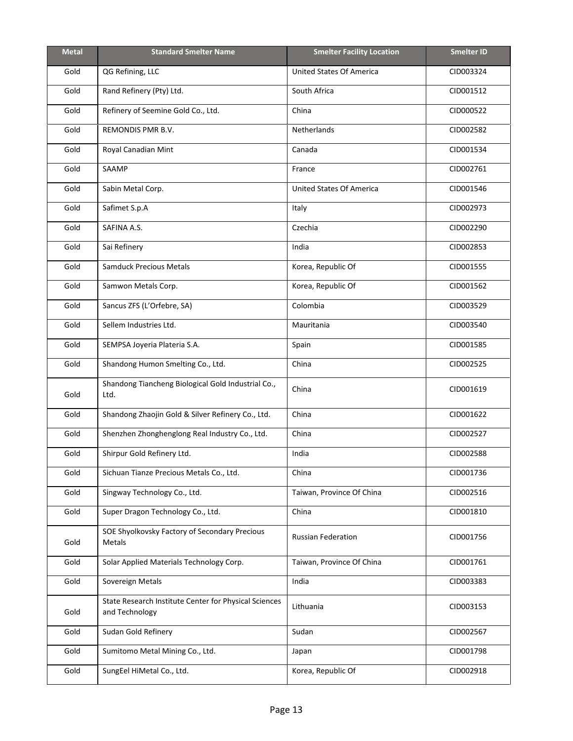| Metal | Standard Smelter Name | Smelter Facility Location | Smelter ID |
|---|---|---|---|
| Gold | QG Refining, LLC | United States Of America | CID003324 |
| Gold | Rand Refinery (Pty) Ltd. | South Africa | CID001512 |
| Gold | Refinery of Seemine Gold Co., Ltd. | China | CID000522 |
| Gold | REMONDIS PMR B.V. | Netherlands | CID002582 |
| Gold | Royal Canadian Mint | Canada | CID001534 |
| Gold | SAAMP | France | CID002761 |
| Gold | Sabin Metal Corp. | United States Of America | CID001546 |
| Gold | Safimet S.p.A | Italy | CID002973 |
| Gold | SAFINA A.S. | Czechia | CID002290 |
| Gold | Sai Refinery | India | CID002853 |
| Gold | Samduck Precious Metals | Korea, Republic Of | CID001555 |
| Gold | Samwon Metals Corp. | Korea, Republic Of | CID001562 |
| Gold | Sancus ZFS (L'Orfebre, SA) | Colombia | CID003529 |
| Gold | Sellem Industries Ltd. | Mauritania | CID003540 |
| Gold | SEMPSA Joyeria Plateria S.A. | Spain | CID001585 |
| Gold | Shandong Humon Smelting Co., Ltd. | China | CID002525 |
| Gold | Shandong Tiancheng Biological Gold Industrial Co., Ltd. | China | CID001619 |
| Gold | Shandong Zhaojin Gold & Silver Refinery Co., Ltd. | China | CID001622 |
| Gold | Shenzhen Zhonghenglong Real Industry Co., Ltd. | China | CID002527 |
| Gold | Shirpur Gold Refinery Ltd. | India | CID002588 |
| Gold | Sichuan Tianze Precious Metals Co., Ltd. | China | CID001736 |
| Gold | Singway Technology Co., Ltd. | Taiwan, Province Of China | CID002516 |
| Gold | Super Dragon Technology Co., Ltd. | China | CID001810 |
| Gold | SOE Shyolkovsky Factory of Secondary Precious Metals | Russian Federation | CID001756 |
| Gold | Solar Applied Materials Technology Corp. | Taiwan, Province Of China | CID001761 |
| Gold | Sovereign Metals | India | CID003383 |
| Gold | State Research Institute Center for Physical Sciences and Technology | Lithuania | CID003153 |
| Gold | Sudan Gold Refinery | Sudan | CID002567 |
| Gold | Sumitomo Metal Mining Co., Ltd. | Japan | CID001798 |
| Gold | SungEel HiMetal Co., Ltd. | Korea, Republic Of | CID002918 |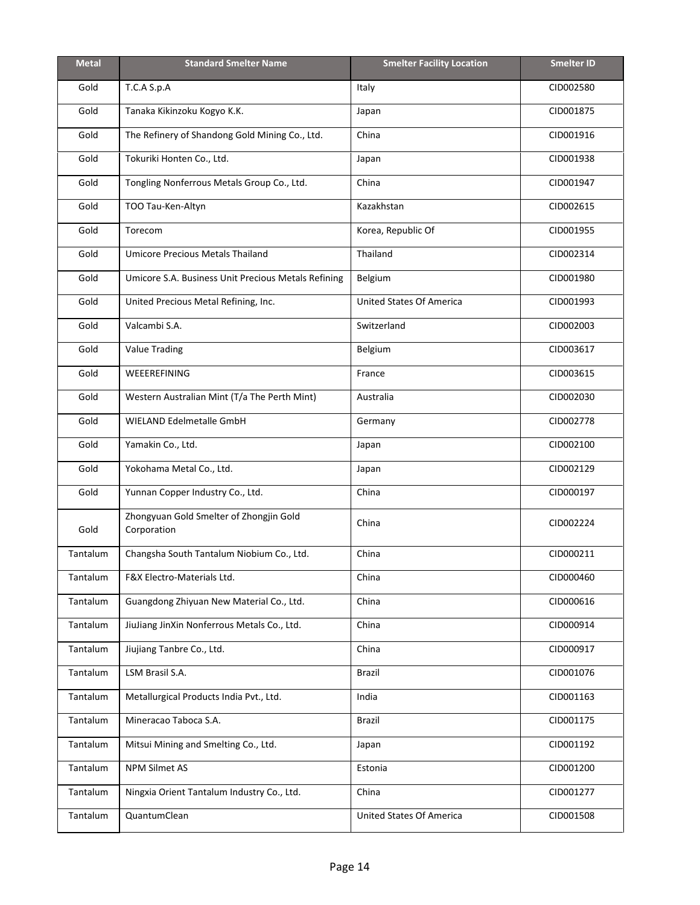| Metal | Standard Smelter Name | Smelter Facility Location | Smelter ID |
|---|---|---|---|
| Gold | T.C.A S.p.A | Italy | CID002580 |
| Gold | Tanaka Kikinzoku Kogyo K.K. | Japan | CID001875 |
| Gold | The Refinery of Shandong Gold Mining Co., Ltd. | China | CID001916 |
| Gold | Tokuriki Honten Co., Ltd. | Japan | CID001938 |
| Gold | Tongling Nonferrous Metals Group Co., Ltd. | China | CID001947 |
| Gold | TOO Tau-Ken-Altyn | Kazakhstan | CID002615 |
| Gold | Torecom | Korea, Republic Of | CID001955 |
| Gold | Umicore Precious Metals Thailand | Thailand | CID002314 |
| Gold | Umicore S.A. Business Unit Precious Metals Refining | Belgium | CID001980 |
| Gold | United Precious Metal Refining, Inc. | United States Of America | CID001993 |
| Gold | Valcambi S.A. | Switzerland | CID002003 |
| Gold | Value Trading | Belgium | CID003617 |
| Gold | WEEEREFINING | France | CID003615 |
| Gold | Western Australian Mint (T/a The Perth Mint) | Australia | CID002030 |
| Gold | WIELAND Edelmetalle GmbH | Germany | CID002778 |
| Gold | Yamakin Co., Ltd. | Japan | CID002100 |
| Gold | Yokohama Metal Co., Ltd. | Japan | CID002129 |
| Gold | Yunnan Copper Industry Co., Ltd. | China | CID000197 |
| Gold | Zhongyuan Gold Smelter of Zhongjin Gold Corporation | China | CID002224 |
| Tantalum | Changsha South Tantalum Niobium Co., Ltd. | China | CID000211 |
| Tantalum | F&X Electro-Materials Ltd. | China | CID000460 |
| Tantalum | Guangdong Zhiyuan New Material Co., Ltd. | China | CID000616 |
| Tantalum | JiuJiang JinXin Nonferrous Metals Co., Ltd. | China | CID000914 |
| Tantalum | Jiujiang Tanbre Co., Ltd. | China | CID000917 |
| Tantalum | LSM Brasil S.A. | Brazil | CID001076 |
| Tantalum | Metallurgical Products India Pvt., Ltd. | India | CID001163 |
| Tantalum | Mineracao Taboca S.A. | Brazil | CID001175 |
| Tantalum | Mitsui Mining and Smelting Co., Ltd. | Japan | CID001192 |
| Tantalum | NPM Silmet AS | Estonia | CID001200 |
| Tantalum | Ningxia Orient Tantalum Industry Co., Ltd. | China | CID001277 |
| Tantalum | QuantumClean | United States Of America | CID001508 |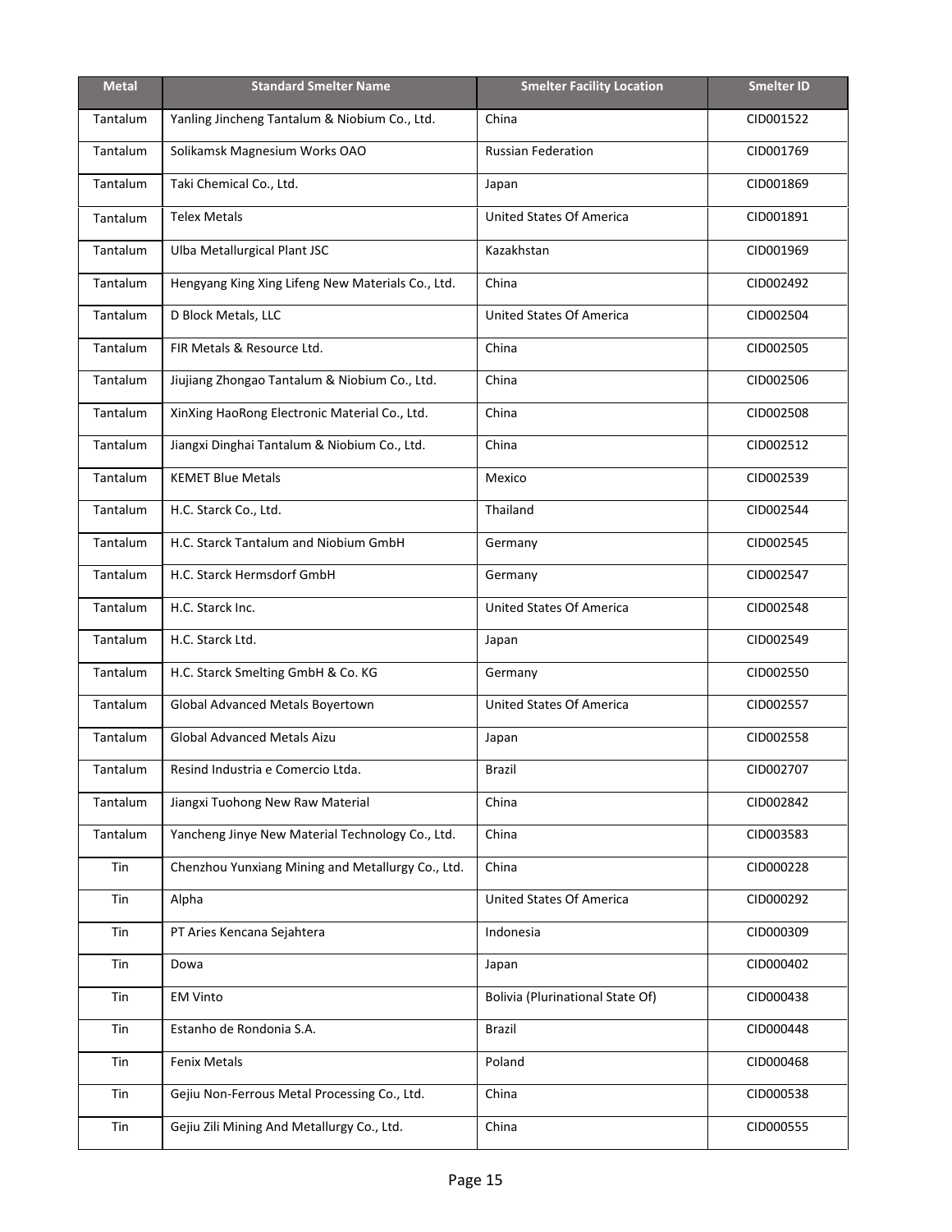| Metal | Standard Smelter Name | Smelter Facility Location | Smelter ID |
|---|---|---|---|
| Tantalum | Yanling Jincheng Tantalum & Niobium Co., Ltd. | China | CID001522 |
| Tantalum | Solikamsk Magnesium Works OAO | Russian Federation | CID001769 |
| Tantalum | Taki Chemical Co., Ltd. | Japan | CID001869 |
| Tantalum | Telex Metals | United States Of America | CID001891 |
| Tantalum | Ulba Metallurgical Plant JSC | Kazakhstan | CID001969 |
| Tantalum | Hengyang King Xing Lifeng New Materials Co., Ltd. | China | CID002492 |
| Tantalum | D Block Metals, LLC | United States Of America | CID002504 |
| Tantalum | FIR Metals & Resource Ltd. | China | CID002505 |
| Tantalum | Jiujiang Zhongao Tantalum & Niobium Co., Ltd. | China | CID002506 |
| Tantalum | XinXing HaoRong Electronic Material Co., Ltd. | China | CID002508 |
| Tantalum | Jiangxi Dinghai Tantalum & Niobium Co., Ltd. | China | CID002512 |
| Tantalum | KEMET Blue Metals | Mexico | CID002539 |
| Tantalum | H.C. Starck Co., Ltd. | Thailand | CID002544 |
| Tantalum | H.C. Starck Tantalum and Niobium GmbH | Germany | CID002545 |
| Tantalum | H.C. Starck Hermsdorf GmbH | Germany | CID002547 |
| Tantalum | H.C. Starck Inc. | United States Of America | CID002548 |
| Tantalum | H.C. Starck Ltd. | Japan | CID002549 |
| Tantalum | H.C. Starck Smelting GmbH & Co. KG | Germany | CID002550 |
| Tantalum | Global Advanced Metals Boyertown | United States Of America | CID002557 |
| Tantalum | Global Advanced Metals Aizu | Japan | CID002558 |
| Tantalum | Resind Industria e Comercio Ltda. | Brazil | CID002707 |
| Tantalum | Jiangxi Tuohong New Raw Material | China | CID002842 |
| Tantalum | Yancheng Jinye New Material Technology Co., Ltd. | China | CID003583 |
| Tin | Chenzhou Yunxiang Mining and Metallurgy Co., Ltd. | China | CID000228 |
| Tin | Alpha | United States Of America | CID000292 |
| Tin | PT Aries Kencana Sejahtera | Indonesia | CID000309 |
| Tin | Dowa | Japan | CID000402 |
| Tin | EM Vinto | Bolivia (Plurinational State Of) | CID000438 |
| Tin | Estanho de Rondonia S.A. | Brazil | CID000448 |
| Tin | Fenix Metals | Poland | CID000468 |
| Tin | Gejiu Non-Ferrous Metal Processing Co., Ltd. | China | CID000538 |
| Tin | Gejiu Zili Mining And Metallurgy Co., Ltd. | China | CID000555 |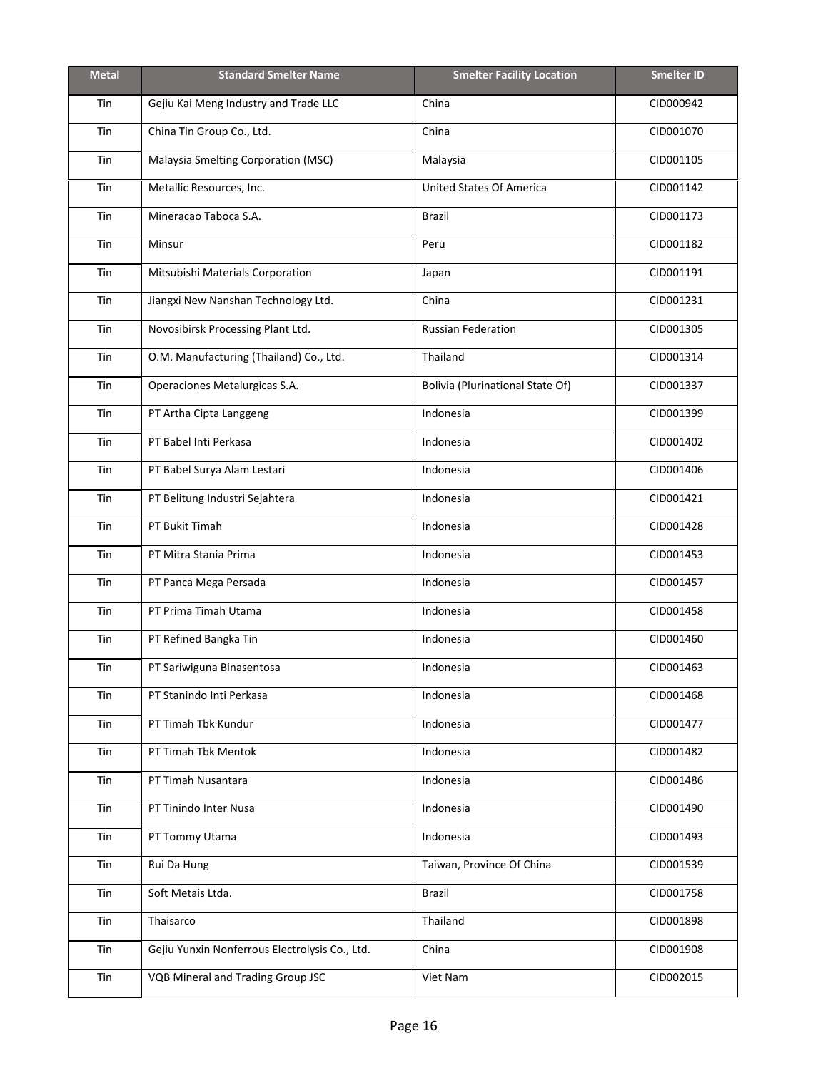| Metal | Standard Smelter Name | Smelter Facility Location | Smelter ID |
| --- | --- | --- | --- |
| Tin | Gejiu Kai Meng Industry and Trade LLC | China | CID000942 |
| Tin | China Tin Group Co., Ltd. | China | CID001070 |
| Tin | Malaysia Smelting Corporation (MSC) | Malaysia | CID001105 |
| Tin | Metallic Resources, Inc. | United States Of America | CID001142 |
| Tin | Mineracao Taboca S.A. | Brazil | CID001173 |
| Tin | Minsur | Peru | CID001182 |
| Tin | Mitsubishi Materials Corporation | Japan | CID001191 |
| Tin | Jiangxi New Nanshan Technology Ltd. | China | CID001231 |
| Tin | Novosibirsk Processing Plant Ltd. | Russian Federation | CID001305 |
| Tin | O.M. Manufacturing (Thailand) Co., Ltd. | Thailand | CID001314 |
| Tin | Operaciones Metalurgicas S.A. | Bolivia (Plurinational State Of) | CID001337 |
| Tin | PT Artha Cipta Langgeng | Indonesia | CID001399 |
| Tin | PT Babel Inti Perkasa | Indonesia | CID001402 |
| Tin | PT Babel Surya Alam Lestari | Indonesia | CID001406 |
| Tin | PT Belitung Industri Sejahtera | Indonesia | CID001421 |
| Tin | PT Bukit Timah | Indonesia | CID001428 |
| Tin | PT Mitra Stania Prima | Indonesia | CID001453 |
| Tin | PT Panca Mega Persada | Indonesia | CID001457 |
| Tin | PT Prima Timah Utama | Indonesia | CID001458 |
| Tin | PT Refined Bangka Tin | Indonesia | CID001460 |
| Tin | PT Sariwiguna Binasentosa | Indonesia | CID001463 |
| Tin | PT Stanindo Inti Perkasa | Indonesia | CID001468 |
| Tin | PT Timah Tbk Kundur | Indonesia | CID001477 |
| Tin | PT Timah Tbk Mentok | Indonesia | CID001482 |
| Tin | PT Timah Nusantara | Indonesia | CID001486 |
| Tin | PT Tinindo Inter Nusa | Indonesia | CID001490 |
| Tin | PT Tommy Utama | Indonesia | CID001493 |
| Tin | Rui Da Hung | Taiwan, Province Of China | CID001539 |
| Tin | Soft Metais Ltda. | Brazil | CID001758 |
| Tin | Thaisarco | Thailand | CID001898 |
| Tin | Gejiu Yunxin Nonferrous Electrolysis Co., Ltd. | China | CID001908 |
| Tin | VQB Mineral and Trading Group JSC | Viet Nam | CID002015 |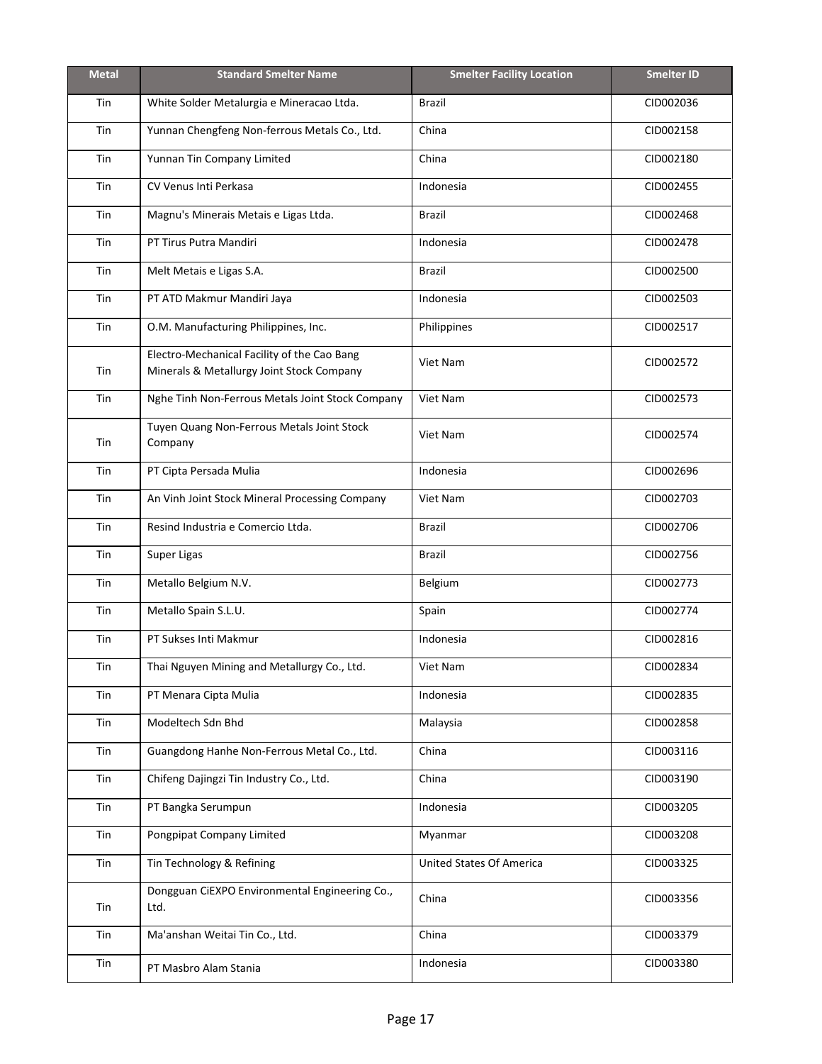| Metal | Standard Smelter Name | Smelter Facility Location | Smelter ID |
|---|---|---|---|
| Tin | White Solder Metalurgia e Mineracao Ltda. | Brazil | CID002036 |
| Tin | Yunnan Chengfeng Non-ferrous Metals Co., Ltd. | China | CID002158 |
| Tin | Yunnan Tin Company Limited | China | CID002180 |
| Tin | CV Venus Inti Perkasa | Indonesia | CID002455 |
| Tin | Magnu's Minerais Metais e Ligas Ltda. | Brazil | CID002468 |
| Tin | PT Tirus Putra Mandiri | Indonesia | CID002478 |
| Tin | Melt Metais e Ligas S.A. | Brazil | CID002500 |
| Tin | PT ATD Makmur Mandiri Jaya | Indonesia | CID002503 |
| Tin | O.M. Manufacturing Philippines, Inc. | Philippines | CID002517 |
| Tin | Electro-Mechanical Facility of the Cao Bang Minerals & Metallurgy Joint Stock Company | Viet Nam | CID002572 |
| Tin | Nghe Tinh Non-Ferrous Metals Joint Stock Company | Viet Nam | CID002573 |
| Tin | Tuyen Quang Non-Ferrous Metals Joint Stock Company | Viet Nam | CID002574 |
| Tin | PT Cipta Persada Mulia | Indonesia | CID002696 |
| Tin | An Vinh Joint Stock Mineral Processing Company | Viet Nam | CID002703 |
| Tin | Resind Industria e Comercio Ltda. | Brazil | CID002706 |
| Tin | Super Ligas | Brazil | CID002756 |
| Tin | Metallo Belgium N.V. | Belgium | CID002773 |
| Tin | Metallo Spain S.L.U. | Spain | CID002774 |
| Tin | PT Sukses Inti Makmur | Indonesia | CID002816 |
| Tin | Thai Nguyen Mining and Metallurgy Co., Ltd. | Viet Nam | CID002834 |
| Tin | PT Menara Cipta Mulia | Indonesia | CID002835 |
| Tin | Modeltech Sdn Bhd | Malaysia | CID002858 |
| Tin | Guangdong Hanhe Non-Ferrous Metal Co., Ltd. | China | CID003116 |
| Tin | Chifeng Dajingzi Tin Industry Co., Ltd. | China | CID003190 |
| Tin | PT Bangka Serumpun | Indonesia | CID003205 |
| Tin | Pongpipat Company Limited | Myanmar | CID003208 |
| Tin | Tin Technology & Refining | United States Of America | CID003325 |
| Tin | Dongguan CiEXPO Environmental Engineering Co., Ltd. | China | CID003356 |
| Tin | Ma'anshan Weitai Tin Co., Ltd. | China | CID003379 |
| Tin | PT Masbro Alam Stania | Indonesia | CID003380 |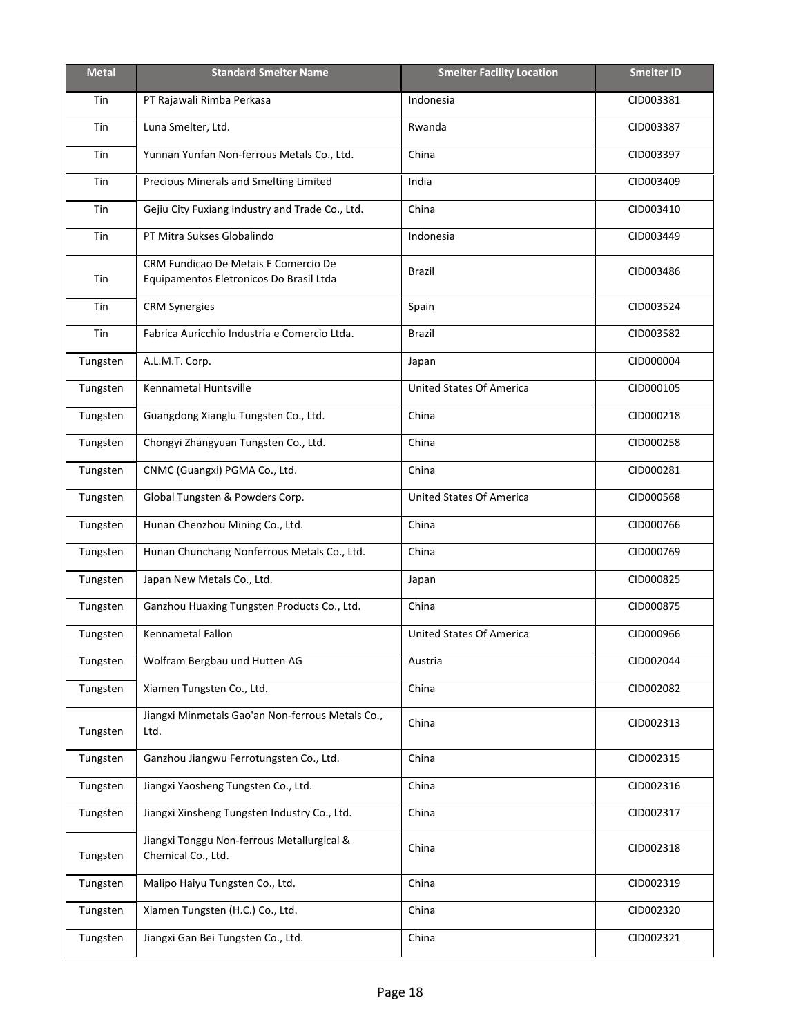| Metal | Standard Smelter Name | Smelter Facility Location | Smelter ID |
| --- | --- | --- | --- |
| Tin | PT Rajawali Rimba Perkasa | Indonesia | CID003381 |
| Tin | Luna Smelter, Ltd. | Rwanda | CID003387 |
| Tin | Yunnan Yunfan Non-ferrous Metals Co., Ltd. | China | CID003397 |
| Tin | Precious Minerals and Smelting Limited | India | CID003409 |
| Tin | Gejiu City Fuxiang Industry and Trade Co., Ltd. | China | CID003410 |
| Tin | PT Mitra Sukses Globalindo | Indonesia | CID003449 |
| Tin | CRM Fundicao De Metais E Comercio De Equipamentos Eletronicos Do Brasil Ltda | Brazil | CID003486 |
| Tin | CRM Synergies | Spain | CID003524 |
| Tin | Fabrica Auricchio Industria e Comercio Ltda. | Brazil | CID003582 |
| Tungsten | A.L.M.T. Corp. | Japan | CID000004 |
| Tungsten | Kennametal Huntsville | United States Of America | CID000105 |
| Tungsten | Guangdong Xianglu Tungsten Co., Ltd. | China | CID000218 |
| Tungsten | Chongyi Zhangyuan Tungsten Co., Ltd. | China | CID000258 |
| Tungsten | CNMC (Guangxi) PGMA Co., Ltd. | China | CID000281 |
| Tungsten | Global Tungsten & Powders Corp. | United States Of America | CID000568 |
| Tungsten | Hunan Chenzhou Mining Co., Ltd. | China | CID000766 |
| Tungsten | Hunan Chunchang Nonferrous Metals Co., Ltd. | China | CID000769 |
| Tungsten | Japan New Metals Co., Ltd. | Japan | CID000825 |
| Tungsten | Ganzhou Huaxing Tungsten Products Co., Ltd. | China | CID000875 |
| Tungsten | Kennametal Fallon | United States Of America | CID000966 |
| Tungsten | Wolfram Bergbau und Hutten AG | Austria | CID002044 |
| Tungsten | Xiamen Tungsten Co., Ltd. | China | CID002082 |
| Tungsten | Jiangxi Minmetals Gao'an Non-ferrous Metals Co., Ltd. | China | CID002313 |
| Tungsten | Ganzhou Jiangwu Ferrotungsten Co., Ltd. | China | CID002315 |
| Tungsten | Jiangxi Yaosheng Tungsten Co., Ltd. | China | CID002316 |
| Tungsten | Jiangxi Xinsheng Tungsten Industry Co., Ltd. | China | CID002317 |
| Tungsten | Jiangxi Tonggu Non-ferrous Metallurgical & Chemical Co., Ltd. | China | CID002318 |
| Tungsten | Malipo Haiyu Tungsten Co., Ltd. | China | CID002319 |
| Tungsten | Xiamen Tungsten (H.C.) Co., Ltd. | China | CID002320 |
| Tungsten | Jiangxi Gan Bei Tungsten Co., Ltd. | China | CID002321 |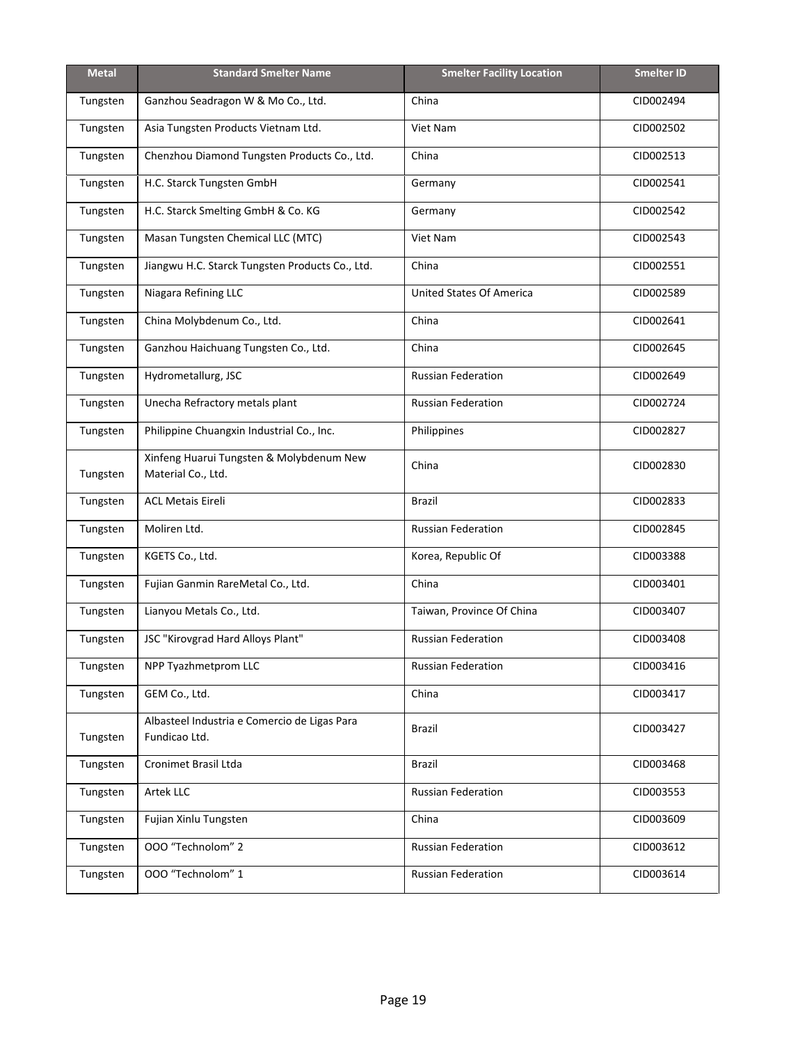| Metal | Standard Smelter Name | Smelter Facility Location | Smelter ID |
|---|---|---|---|
| Tungsten | Ganzhou Seadragon W & Mo Co., Ltd. | China | CID002494 |
| Tungsten | Asia Tungsten Products Vietnam Ltd. | Viet Nam | CID002502 |
| Tungsten | Chenzhou Diamond Tungsten Products Co., Ltd. | China | CID002513 |
| Tungsten | H.C. Starck Tungsten GmbH | Germany | CID002541 |
| Tungsten | H.C. Starck Smelting GmbH & Co. KG | Germany | CID002542 |
| Tungsten | Masan Tungsten Chemical LLC (MTC) | Viet Nam | CID002543 |
| Tungsten | Jiangwu H.C. Starck Tungsten Products Co., Ltd. | China | CID002551 |
| Tungsten | Niagara Refining LLC | United States Of America | CID002589 |
| Tungsten | China Molybdenum Co., Ltd. | China | CID002641 |
| Tungsten | Ganzhou Haichuang Tungsten Co., Ltd. | China | CID002645 |
| Tungsten | Hydrometallurg, JSC | Russian Federation | CID002649 |
| Tungsten | Unecha Refractory metals plant | Russian Federation | CID002724 |
| Tungsten | Philippine Chuangxin Industrial Co., Inc. | Philippines | CID002827 |
| Tungsten | Xinfeng Huarui Tungsten & Molybdenum New Material Co., Ltd. | China | CID002830 |
| Tungsten | ACL Metais Eireli | Brazil | CID002833 |
| Tungsten | Moliren Ltd. | Russian Federation | CID002845 |
| Tungsten | KGETS Co., Ltd. | Korea, Republic Of | CID003388 |
| Tungsten | Fujian Ganmin RareMetal Co., Ltd. | China | CID003401 |
| Tungsten | Lianyou Metals Co., Ltd. | Taiwan, Province Of China | CID003407 |
| Tungsten | JSC "Kirovgrad Hard Alloys Plant" | Russian Federation | CID003408 |
| Tungsten | NPP Tyazhmetprom LLC | Russian Federation | CID003416 |
| Tungsten | GEM Co., Ltd. | China | CID003417 |
| Tungsten | Albasteel Industria e Comercio de Ligas Para Fundicao Ltd. | Brazil | CID003427 |
| Tungsten | Cronimet Brasil Ltda | Brazil | CID003468 |
| Tungsten | Artek LLC | Russian Federation | CID003553 |
| Tungsten | Fujian Xinlu Tungsten | China | CID003609 |
| Tungsten | OOO “Technolom” 2 | Russian Federation | CID003612 |
| Tungsten | OOO “Technolom” 1 | Russian Federation | CID003614 |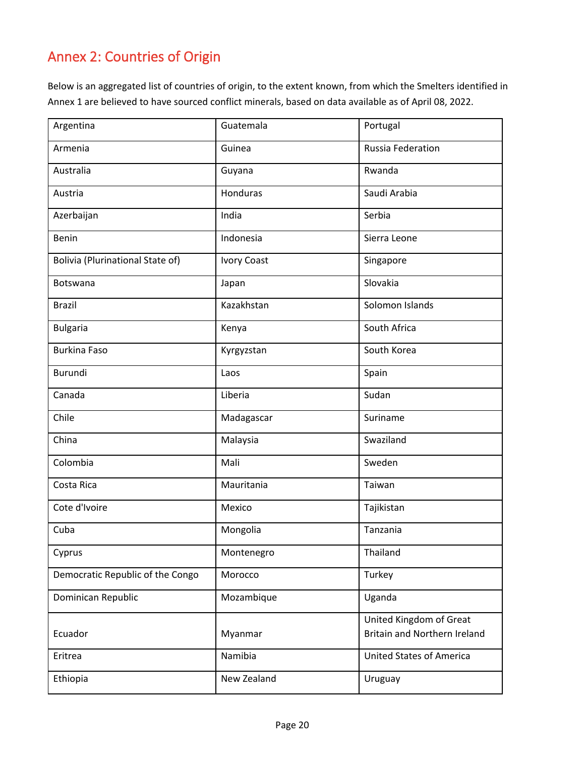## Annex 2: Countries of Origin

Below is an aggregated list of countries of origin, to the extent known, from which the Smelters identified in Annex 1 are believed to have sourced conflict minerals, based on data available as of April 08, 2022.

| | | |
|---|---|---|
| Argentina | Guatemala | Portugal |
| Armenia | Guinea | Russia Federation |
| Australia | Guyana | Rwanda |
| Austria | Honduras | Saudi Arabia |
| Azerbaijan | India | Serbia |
| Benin | Indonesia | Sierra Leone |
| Bolivia (Plurinational State of) | Ivory Coast | Singapore |
| Botswana | Japan | Slovakia |
| Brazil | Kazakhstan | Solomon Islands |
| Bulgaria | Kenya | South Africa |
| Burkina Faso | Kyrgyzstan | South Korea |
| Burundi | Laos | Spain |
| Canada | Liberia | Sudan |
| Chile | Madagascar | Suriname |
| China | Malaysia | Swaziland |
| Colombia | Mali | Sweden |
| Costa Rica | Mauritania | Taiwan |
| Cote d'Ivoire | Mexico | Tajikistan |
| Cuba | Mongolia | Tanzania |
| Cyprus | Montenegro | Thailand |
| Democratic Republic of the Congo | Morocco | Turkey |
| Dominican Republic | Mozambique | Uganda |
| Ecuador | Myanmar | United Kingdom of Great Britain and Northern Ireland |
| Eritrea | Namibia | United States of America |
| Ethiopia | New Zealand | Uruguay |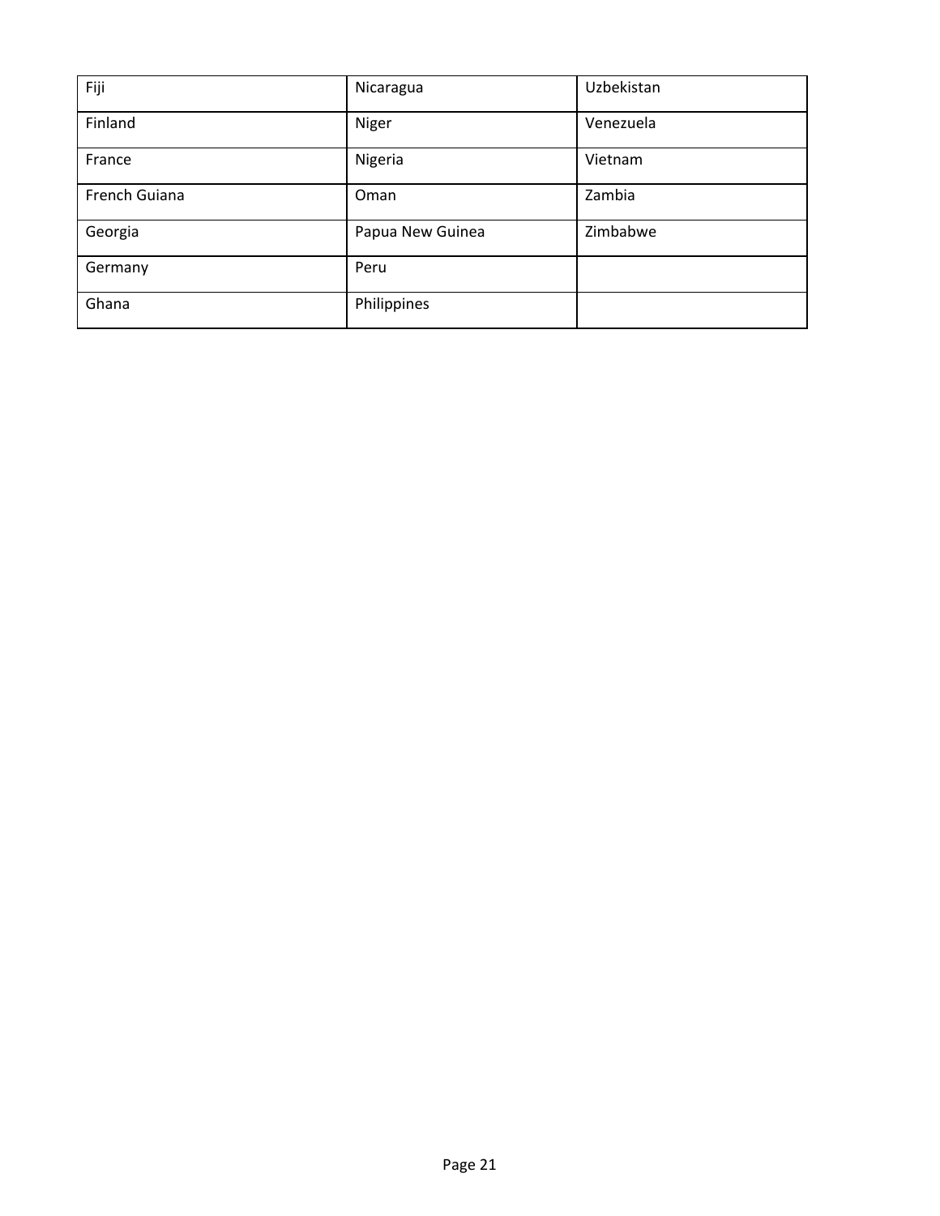| | | |
|---|---|---|
| Fiji | Nicaragua | Uzbekistan |
| Finland | Niger | Venezuela |
| France | Nigeria | Vietnam |
| French Guiana | Oman | Zambia |
| Georgia | Papua New Guinea | Zimbabwe |
| Germany | Peru | |
| Ghana | Philippines | |